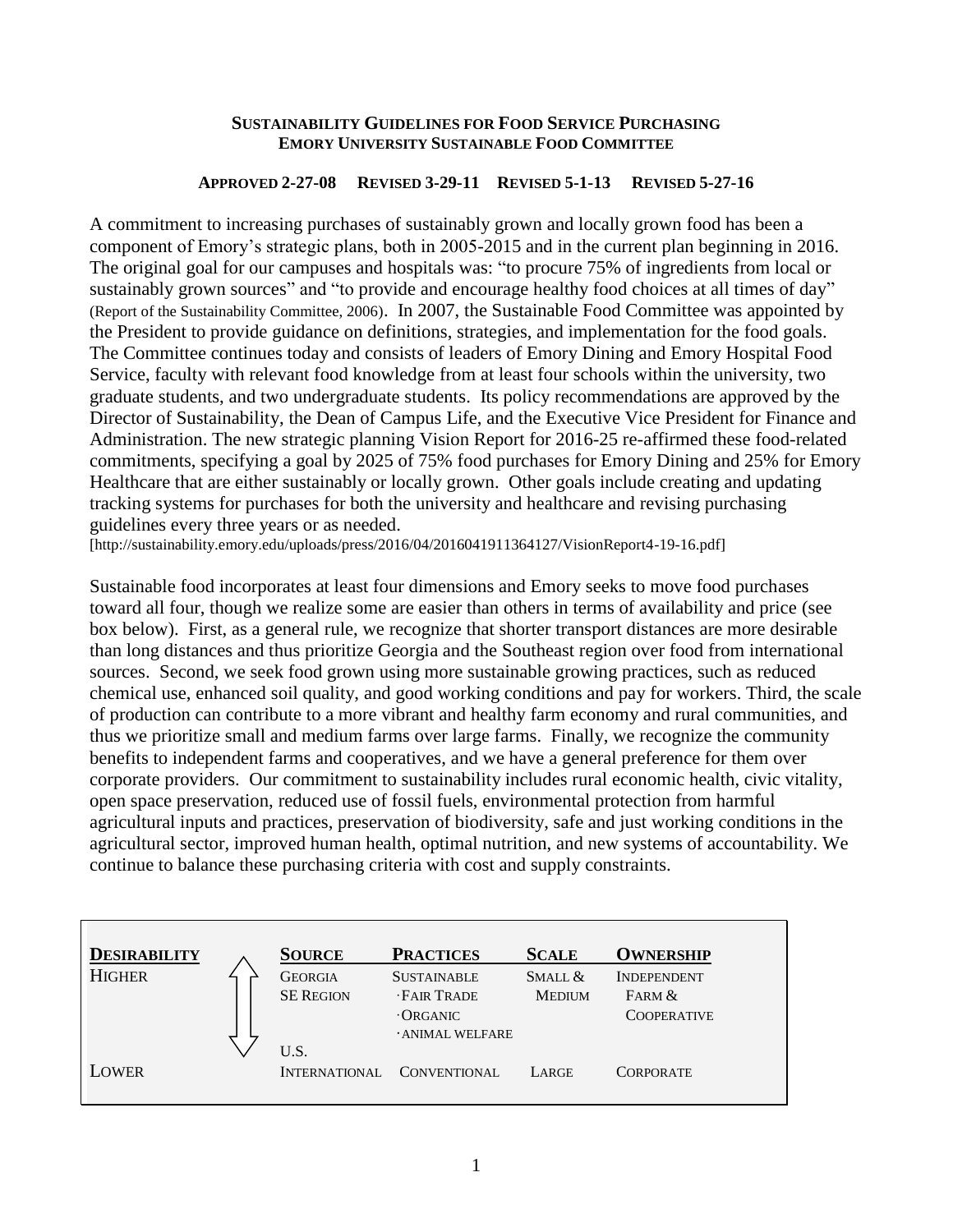# SUSTAINABILITY GUIDELINES FOR FOOD SERVICE PURCHASING

## EMORY UNIVERSITY SUSTAINABLE FOOD COMMITTEE

**APPROVED 2-27-08 REVISED 3-29-11 REVISED 5-1-13 REVISED 5-27-16**

A commitment to increasing purchases of sustainably grown and locally grown food has been a component of Emory's strategic plans, both in 2005-2015 and in the current plan beginning in 2016. The original goal for our campuses and hospitals was: "to procure 75% of ingredients from local or sustainably grown sources" and "to provide and encourage healthy food choices at all times of day" (Report of the Sustainability Committee, 2006). In 2007, the Sustainable Food Committee was appointed by the President to provide guidance on definitions, strategies, and implementation for the food goals. The Committee continues today and consists of leaders of Emory Dining and Emory Hospital Food Service, faculty with relevant food knowledge from at least four schools within the university, two graduate students, and two undergraduate students. Its policy recommendations are approved by the Director of Sustainability, the Dean of Campus Life, and the Executive Vice President for Finance and Administration. The new strategic planning Vision Report for 2016-25 re-affirmed these food-related commitments, specifying a goal by 2025 of 75% food purchases for Emory Dining and 25% for Emory Healthcare that are either sustainably or locally grown. Other goals include creating and updating tracking systems for purchases for both the university and healthcare and revising purchasing guidelines every three years or as needed.
[http://sustainability.emory.edu/uploads/press/2016/04/2016041911364127/VisionReport4-19-16.pdf]

Sustainable food incorporates at least four dimensions and Emory seeks to move food purchases toward all four, though we realize some are easier than others in terms of availability and price (see box below). First, as a general rule, we recognize that shorter transport distances are more desirable than long distances and thus prioritize Georgia and the Southeast region over food from international sources. Second, we seek food grown using more sustainable growing practices, such as reduced chemical use, enhanced soil quality, and good working conditions and pay for workers. Third, the scale of production can contribute to a more vibrant and healthy farm economy and rural communities, and thus we prioritize small and medium farms over large farms. Finally, we recognize the community benefits to independent farms and cooperatives, and we have a general preference for them over corporate providers. Our commitment to sustainability includes rural economic health, civic vitality, open space preservation, reduced use of fossil fuels, environmental protection from harmful agricultural inputs and practices, preservation of biodiversity, safe and just working conditions in the agricultural sector, improved human health, optimal nutrition, and new systems of accountability. We continue to balance these purchasing criteria with cost and supply constraints.

| DESIRABILITY | | SOURCE | PRACTICES | SCALE | OWNERSHIP |
|---|---|---|---|---|---|
| HIGHER | ↑ | GEORGIA<br>SE REGION | SUSTAINABLE<br>· FAIR TRADE<br>· ORGANIC<br>· ANIMAL WELFARE | SMALL & MEDIUM | INDEPENDENT FARM & COOPERATIVE |
| | ↓ | U.S. | | | |
| LOWER | | INTERNATIONAL | CONVENTIONAL | LARGE | CORPORATE |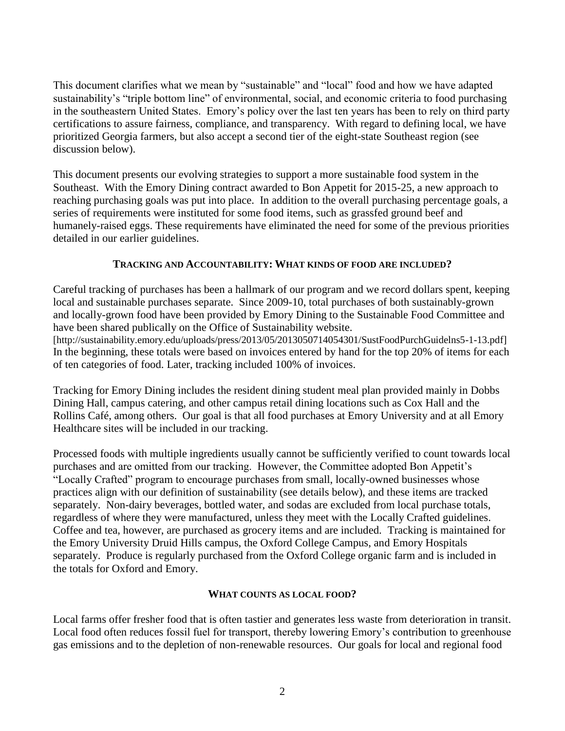This document clarifies what we mean by "sustainable" and "local" food and how we have adapted sustainability's "triple bottom line" of environmental, social, and economic criteria to food purchasing in the southeastern United States. Emory's policy over the last ten years has been to rely on third party certifications to assure fairness, compliance, and transparency. With regard to defining local, we have prioritized Georgia farmers, but also accept a second tier of the eight-state Southeast region (see discussion below).

This document presents our evolving strategies to support a more sustainable food system in the Southeast. With the Emory Dining contract awarded to Bon Appetit for 2015-25, a new approach to reaching purchasing goals was put into place. In addition to the overall purchasing percentage goals, a series of requirements were instituted for some food items, such as grassfed ground beef and humanely-raised eggs. These requirements have eliminated the need for some of the previous priorities detailed in our earlier guidelines.

## TRACKING AND ACCOUNTABILITY: WHAT KINDS OF FOOD ARE INCLUDED?

Careful tracking of purchases has been a hallmark of our program and we record dollars spent, keeping local and sustainable purchases separate. Since 2009-10, total purchases of both sustainably-grown and locally-grown food have been provided by Emory Dining to the Sustainable Food Committee and have been shared publically on the Office of Sustainability website. [http://sustainability.emory.edu/uploads/press/2013/05/2013050714054301/SustFoodPurchGuidelns5-1-13.pdf] In the beginning, these totals were based on invoices entered by hand for the top 20% of items for each of ten categories of food. Later, tracking included 100% of invoices.

Tracking for Emory Dining includes the resident dining student meal plan provided mainly in Dobbs Dining Hall, campus catering, and other campus retail dining locations such as Cox Hall and the Rollins Café, among others. Our goal is that all food purchases at Emory University and at all Emory Healthcare sites will be included in our tracking.

Processed foods with multiple ingredients usually cannot be sufficiently verified to count towards local purchases and are omitted from our tracking. However, the Committee adopted Bon Appetit's "Locally Crafted" program to encourage purchases from small, locally-owned businesses whose practices align with our definition of sustainability (see details below), and these items are tracked separately. Non-dairy beverages, bottled water, and sodas are excluded from local purchase totals, regardless of where they were manufactured, unless they meet with the Locally Crafted guidelines. Coffee and tea, however, are purchased as grocery items and are included. Tracking is maintained for the Emory University Druid Hills campus, the Oxford College Campus, and Emory Hospitals separately. Produce is regularly purchased from the Oxford College organic farm and is included in the totals for Oxford and Emory.

## WHAT COUNTS AS LOCAL FOOD?

Local farms offer fresher food that is often tastier and generates less waste from deterioration in transit. Local food often reduces fossil fuel for transport, thereby lowering Emory's contribution to greenhouse gas emissions and to the depletion of non-renewable resources. Our goals for local and regional food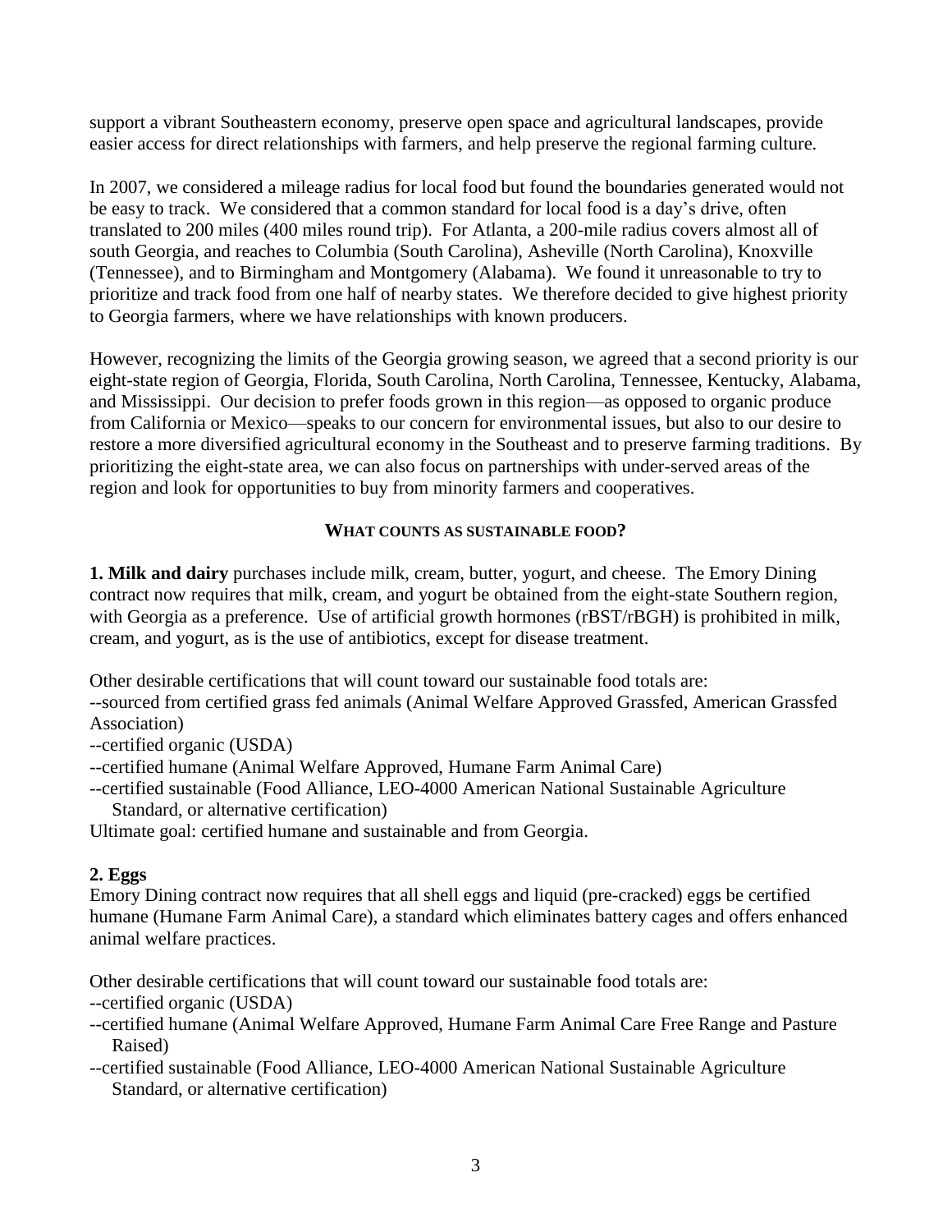support a vibrant Southeastern economy, preserve open space and agricultural landscapes, provide easier access for direct relationships with farmers, and help preserve the regional farming culture.

In 2007, we considered a mileage radius for local food but found the boundaries generated would not be easy to track. We considered that a common standard for local food is a day's drive, often translated to 200 miles (400 miles round trip). For Atlanta, a 200-mile radius covers almost all of south Georgia, and reaches to Columbia (South Carolina), Asheville (North Carolina), Knoxville (Tennessee), and to Birmingham and Montgomery (Alabama). We found it unreasonable to try to prioritize and track food from one half of nearby states. We therefore decided to give highest priority to Georgia farmers, where we have relationships with known producers.

However, recognizing the limits of the Georgia growing season, we agreed that a second priority is our eight-state region of Georgia, Florida, South Carolina, North Carolina, Tennessee, Kentucky, Alabama, and Mississippi. Our decision to prefer foods grown in this region—as opposed to organic produce from California or Mexico—speaks to our concern for environmental issues, but also to our desire to restore a more diversified agricultural economy in the Southeast and to preserve farming traditions. By prioritizing the eight-state area, we can also focus on partnerships with under-served areas of the region and look for opportunities to buy from minority farmers and cooperatives.

## WHAT COUNTS AS SUSTAINABLE FOOD?

**1. Milk and dairy** purchases include milk, cream, butter, yogurt, and cheese. The Emory Dining contract now requires that milk, cream, and yogurt be obtained from the eight-state Southern region, with Georgia as a preference. Use of artificial growth hormones (rBST/rBGH) is prohibited in milk, cream, and yogurt, as is the use of antibiotics, except for disease treatment.

Other desirable certifications that will count toward our sustainable food totals are:
--sourced from certified grass fed animals (Animal Welfare Approved Grassfed, American Grassfed Association)
--certified organic (USDA)
--certified humane (Animal Welfare Approved, Humane Farm Animal Care)
--certified sustainable (Food Alliance, LEO-4000 American National Sustainable Agriculture Standard, or alternative certification)
Ultimate goal: certified humane and sustainable and from Georgia.

**2. Eggs**
Emory Dining contract now requires that all shell eggs and liquid (pre-cracked) eggs be certified humane (Humane Farm Animal Care), a standard which eliminates battery cages and offers enhanced animal welfare practices.

Other desirable certifications that will count toward our sustainable food totals are:
--certified organic (USDA)
--certified humane (Animal Welfare Approved, Humane Farm Animal Care Free Range and Pasture Raised)
--certified sustainable (Food Alliance, LEO-4000 American National Sustainable Agriculture Standard, or alternative certification)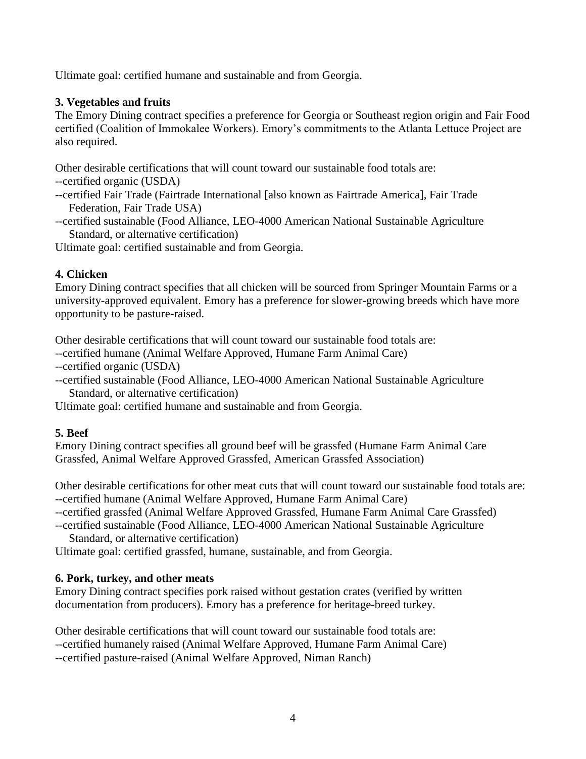Ultimate goal: certified humane and sustainable and from Georgia.

### 3. Vegetables and fruits

The Emory Dining contract specifies a preference for Georgia or Southeast region origin and Fair Food certified (Coalition of Immokalee Workers). Emory's commitments to the Atlanta Lettuce Project are also required.

Other desirable certifications that will count toward our sustainable food totals are:
--certified organic (USDA)
--certified Fair Trade (Fairtrade International [also known as Fairtrade America], Fair Trade Federation, Fair Trade USA)
--certified sustainable (Food Alliance, LEO-4000 American National Sustainable Agriculture Standard, or alternative certification)
Ultimate goal: certified sustainable and from Georgia.

### 4. Chicken

Emory Dining contract specifies that all chicken will be sourced from Springer Mountain Farms or a university-approved equivalent. Emory has a preference for slower-growing breeds which have more opportunity to be pasture-raised.

Other desirable certifications that will count toward our sustainable food totals are:
--certified humane (Animal Welfare Approved, Humane Farm Animal Care)
--certified organic (USDA)
--certified sustainable (Food Alliance, LEO-4000 American National Sustainable Agriculture Standard, or alternative certification)
Ultimate goal: certified humane and sustainable and from Georgia.

### 5. Beef

Emory Dining contract specifies all ground beef will be grassfed (Humane Farm Animal Care Grassfed, Animal Welfare Approved Grassfed, American Grassfed Association)

Other desirable certifications for other meat cuts that will count toward our sustainable food totals are:
--certified humane (Animal Welfare Approved, Humane Farm Animal Care)
--certified grassfed (Animal Welfare Approved Grassfed, Humane Farm Animal Care Grassfed)
--certified sustainable (Food Alliance, LEO-4000 American National Sustainable Agriculture Standard, or alternative certification)
Ultimate goal: certified grassfed, humane, sustainable, and from Georgia.

### 6. Pork, turkey, and other meats

Emory Dining contract specifies pork raised without gestation crates (verified by written documentation from producers). Emory has a preference for heritage-breed turkey.

Other desirable certifications that will count toward our sustainable food totals are:
--certified humanely raised (Animal Welfare Approved, Humane Farm Animal Care)
--certified pasture-raised (Animal Welfare Approved, Niman Ranch)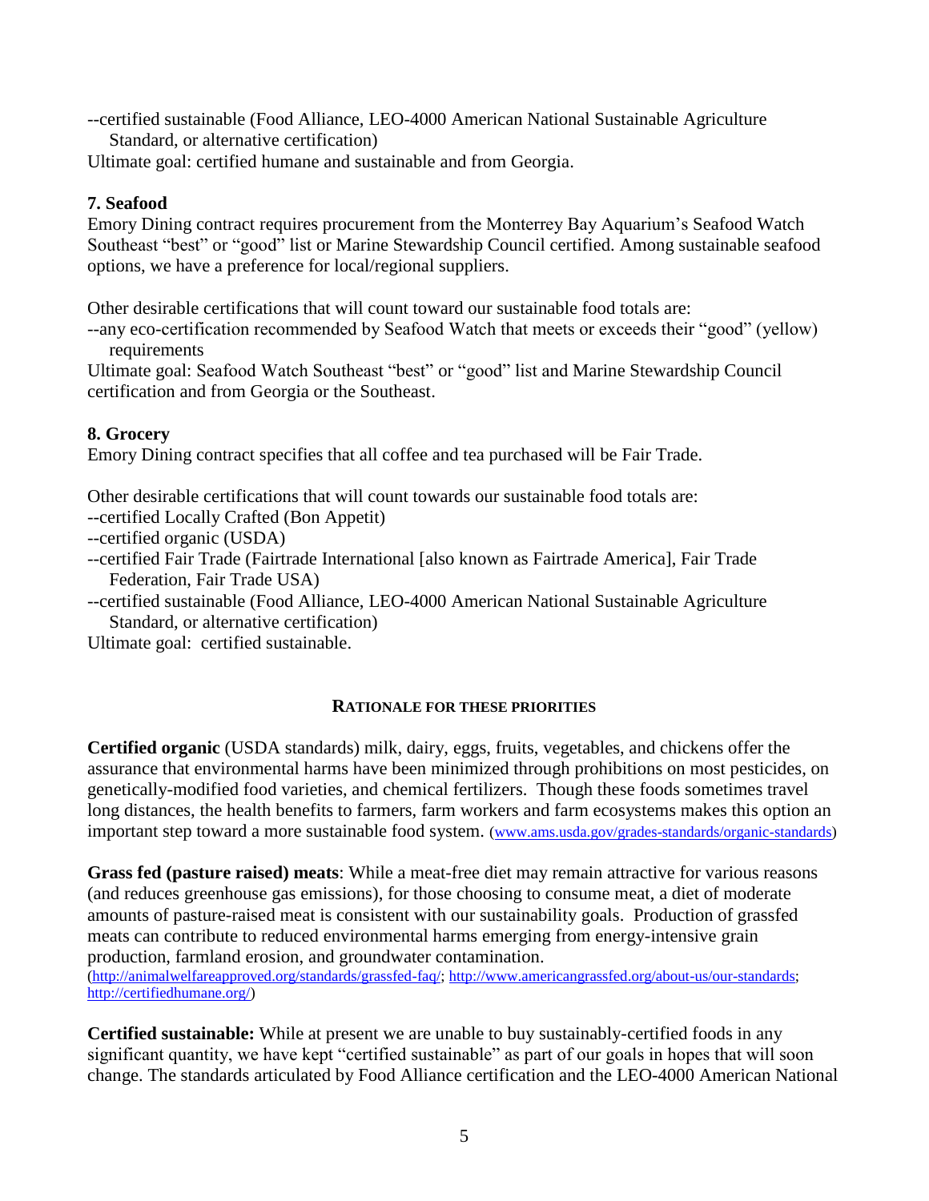--certified sustainable (Food Alliance, LEO-4000 American National Sustainable Agriculture Standard, or alternative certification)

Ultimate goal: certified humane and sustainable and from Georgia.

**7. Seafood**

Emory Dining contract requires procurement from the Monterrey Bay Aquarium's Seafood Watch Southeast "best" or "good" list or Marine Stewardship Council certified. Among sustainable seafood options, we have a preference for local/regional suppliers.

Other desirable certifications that will count toward our sustainable food totals are:

--any eco-certification recommended by Seafood Watch that meets or exceeds their "good" (yellow) requirements

Ultimate goal: Seafood Watch Southeast "best" or "good" list and Marine Stewardship Council certification and from Georgia or the Southeast.

**8. Grocery**

Emory Dining contract specifies that all coffee and tea purchased will be Fair Trade.

Other desirable certifications that will count towards our sustainable food totals are:

--certified Locally Crafted (Bon Appetit)

--certified organic (USDA)

--certified Fair Trade (Fairtrade International [also known as Fairtrade America], Fair Trade Federation, Fair Trade USA)

--certified sustainable (Food Alliance, LEO-4000 American National Sustainable Agriculture Standard, or alternative certification)

Ultimate goal: certified sustainable.

## RATIONALE FOR THESE PRIORITIES

**Certified organic** (USDA standards) milk, dairy, eggs, fruits, vegetables, and chickens offer the assurance that environmental harms have been minimized through prohibitions on most pesticides, on genetically-modified food varieties, and chemical fertilizers. Though these foods sometimes travel long distances, the health benefits to farmers, farm workers and farm ecosystems makes this option an important step toward a more sustainable food system. (www.ams.usda.gov/grades-standards/organic-standards)

**Grass fed (pasture raised) meats**: While a meat-free diet may remain attractive for various reasons (and reduces greenhouse gas emissions), for those choosing to consume meat, a diet of moderate amounts of pasture-raised meat is consistent with our sustainability goals. Production of grassfed meats can contribute to reduced environmental harms emerging from energy-intensive grain production, farmland erosion, and groundwater contamination. (http://animalwelfareapproved.org/standards/grassfed-faq/; http://www.americangrassfed.org/about-us/our-standards; http://certifiedhumane.org/)

**Certified sustainable:** While at present we are unable to buy sustainably-certified foods in any significant quantity, we have kept "certified sustainable" as part of our goals in hopes that will soon change. The standards articulated by Food Alliance certification and the LEO-4000 American National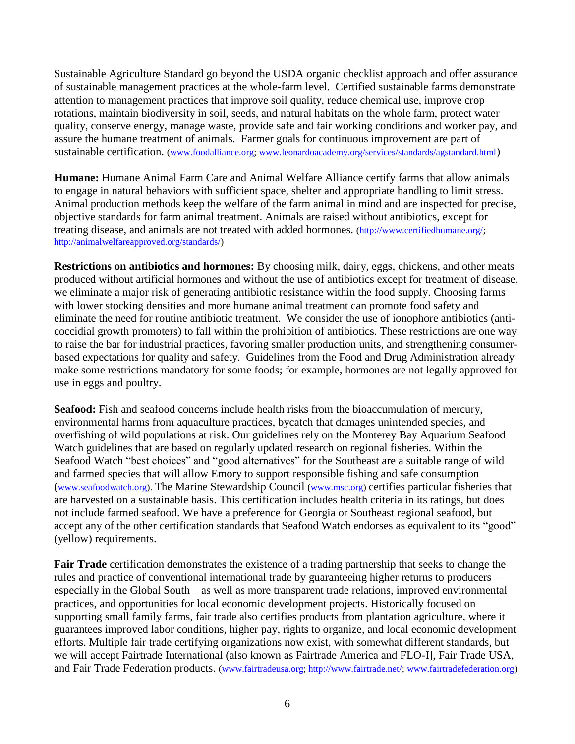Sustainable Agriculture Standard go beyond the USDA organic checklist approach and offer assurance of sustainable management practices at the whole-farm level. Certified sustainable farms demonstrate attention to management practices that improve soil quality, reduce chemical use, improve crop rotations, maintain biodiversity in soil, seeds, and natural habitats on the whole farm, protect water quality, conserve energy, manage waste, provide safe and fair working conditions and worker pay, and assure the humane treatment of animals. Farmer goals for continuous improvement are part of sustainable certification. (www.foodalliance.org; www.leonardoacademy.org/services/standards/agstandard.html)

**Humane:** Humane Animal Farm Care and Animal Welfare Alliance certify farms that allow animals to engage in natural behaviors with sufficient space, shelter and appropriate handling to limit stress. Animal production methods keep the welfare of the farm animal in mind and are inspected for precise, objective standards for farm animal treatment. Animals are raised without antibiotics, except for treating disease, and animals are not treated with added hormones. (http://www.certifiedhumane.org/; http://animalwelfareapproved.org/standards/)

**Restrictions on antibiotics and hormones:** By choosing milk, dairy, eggs, chickens, and other meats produced without artificial hormones and without the use of antibiotics except for treatment of disease, we eliminate a major risk of generating antibiotic resistance within the food supply. Choosing farms with lower stocking densities and more humane animal treatment can promote food safety and eliminate the need for routine antibiotic treatment. We consider the use of ionophore antibiotics (anti-coccidial growth promoters) to fall within the prohibition of antibiotics. These restrictions are one way to raise the bar for industrial practices, favoring smaller production units, and strengthening consumer-based expectations for quality and safety. Guidelines from the Food and Drug Administration already make some restrictions mandatory for some foods; for example, hormones are not legally approved for use in eggs and poultry.

**Seafood:** Fish and seafood concerns include health risks from the bioaccumulation of mercury, environmental harms from aquaculture practices, bycatch that damages unintended species, and overfishing of wild populations at risk. Our guidelines rely on the Monterey Bay Aquarium Seafood Watch guidelines that are based on regularly updated research on regional fisheries. Within the Seafood Watch "best choices" and "good alternatives" for the Southeast are a suitable range of wild and farmed species that will allow Emory to support responsible fishing and safe consumption (www.seafoodwatch.org). The Marine Stewardship Council (www.msc.org) certifies particular fisheries that are harvested on a sustainable basis. This certification includes health criteria in its ratings, but does not include farmed seafood. We have a preference for Georgia or Southeast regional seafood, but accept any of the other certification standards that Seafood Watch endorses as equivalent to its "good" (yellow) requirements.

**Fair Trade** certification demonstrates the existence of a trading partnership that seeks to change the rules and practice of conventional international trade by guaranteeing higher returns to producers—especially in the Global South—as well as more transparent trade relations, improved environmental practices, and opportunities for local economic development projects. Historically focused on supporting small family farms, fair trade also certifies products from plantation agriculture, where it guarantees improved labor conditions, higher pay, rights to organize, and local economic development efforts. Multiple fair trade certifying organizations now exist, with somewhat different standards, but we will accept Fairtrade International (also known as Fairtrade America and FLO-I], Fair Trade USA, and Fair Trade Federation products. (www.fairtradeusa.org; http://www.fairtrade.net/; www.fairtradefederation.org)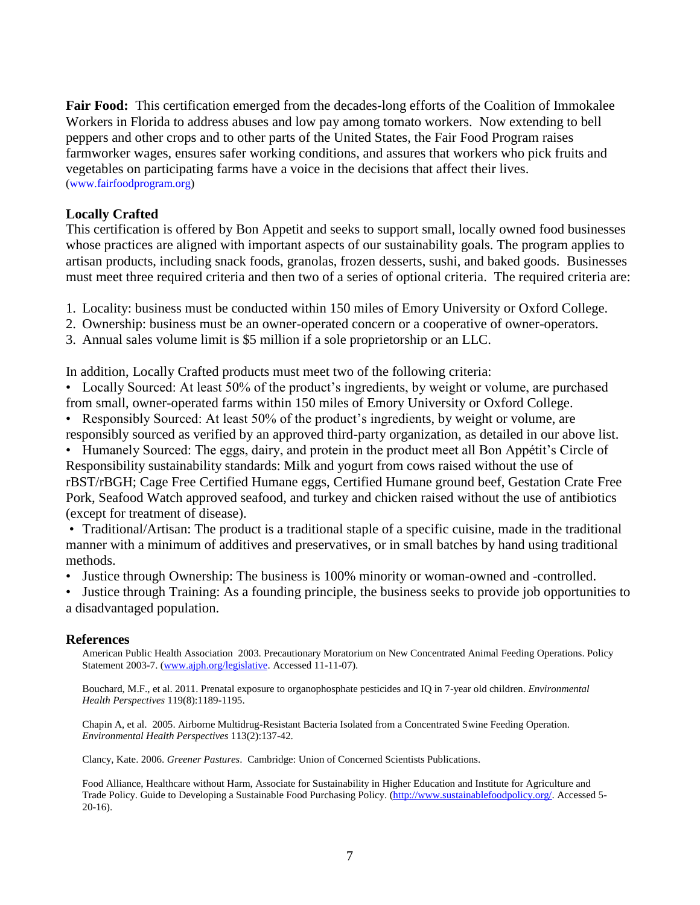**Fair Food:** This certification emerged from the decades-long efforts of the Coalition of Immokalee Workers in Florida to address abuses and low pay among tomato workers. Now extending to bell peppers and other crops and to other parts of the United States, the Fair Food Program raises farmworker wages, ensures safer working conditions, and assures that workers who pick fruits and vegetables on participating farms have a voice in the decisions that affect their lives. (www.fairfoodprogram.org)

**Locally Crafted**

This certification is offered by Bon Appetit and seeks to support small, locally owned food businesses whose practices are aligned with important aspects of our sustainability goals. The program applies to artisan products, including snack foods, granolas, frozen desserts, sushi, and baked goods. Businesses must meet three required criteria and then two of a series of optional criteria. The required criteria are:

1. Locality: business must be conducted within 150 miles of Emory University or Oxford College.
2. Ownership: business must be an owner-operated concern or a cooperative of owner-operators.
3. Annual sales volume limit is $5 million if a sole proprietorship or an LLC.

In addition, Locally Crafted products must meet two of the following criteria:

- Locally Sourced: At least 50% of the product's ingredients, by weight or volume, are purchased from small, owner-operated farms within 150 miles of Emory University or Oxford College.
- Responsibly Sourced: At least 50% of the product's ingredients, by weight or volume, are responsibly sourced as verified by an approved third-party organization, as detailed in our above list.
- Humanely Sourced: The eggs, dairy, and protein in the product meet all Bon Appétit's Circle of Responsibility sustainability standards: Milk and yogurt from cows raised without the use of rBST/rBGH; Cage Free Certified Humane eggs, Certified Humane ground beef, Gestation Crate Free Pork, Seafood Watch approved seafood, and turkey and chicken raised without the use of antibiotics (except for treatment of disease).
- Traditional/Artisan: The product is a traditional staple of a specific cuisine, made in the traditional manner with a minimum of additives and preservatives, or in small batches by hand using traditional methods.
- Justice through Ownership: The business is 100% minority or woman-owned and -controlled.
- Justice through Training: As a founding principle, the business seeks to provide job opportunities to a disadvantaged population.

**References**

American Public Health Association 2003. Precautionary Moratorium on New Concentrated Animal Feeding Operations. Policy Statement 2003-7. (www.ajph.org/legislative. Accessed 11-11-07).

Bouchard, M.F., et al. 2011. Prenatal exposure to organophosphate pesticides and IQ in 7-year old children. *Environmental Health Perspectives* 119(8):1189-1195.

Chapin A, et al. 2005. Airborne Multidrug-Resistant Bacteria Isolated from a Concentrated Swine Feeding Operation. *Environmental Health Perspectives* 113(2):137-42.

Clancy, Kate. 2006. *Greener Pastures*. Cambridge: Union of Concerned Scientists Publications.

Food Alliance, Healthcare without Harm, Associate for Sustainability in Higher Education and Institute for Agriculture and Trade Policy. Guide to Developing a Sustainable Food Purchasing Policy. (http://www.sustainablefoodpolicy.org/. Accessed 5-20-16).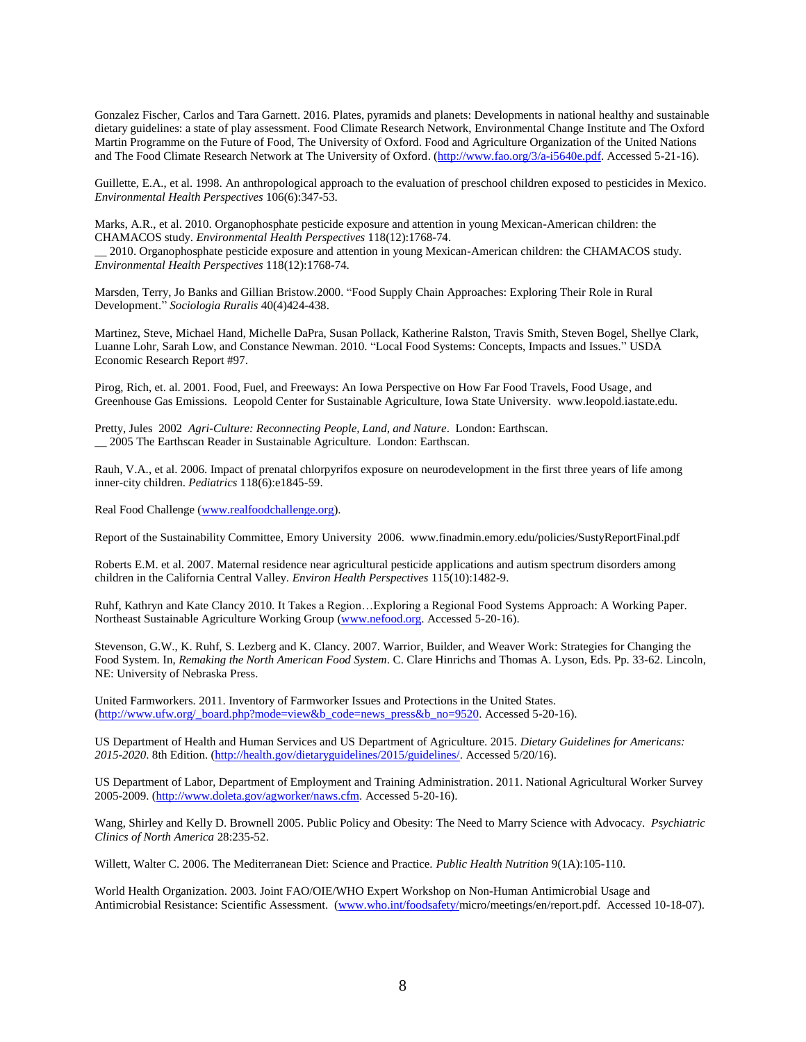Gonzalez Fischer, Carlos and Tara Garnett. 2016. Plates, pyramids and planets: Developments in national healthy and sustainable dietary guidelines: a state of play assessment. Food Climate Research Network, Environmental Change Institute and The Oxford Martin Programme on the Future of Food, The University of Oxford. Food and Agriculture Organization of the United Nations and The Food Climate Research Network at The University of Oxford. (http://www.fao.org/3/a-i5640e.pdf. Accessed 5-21-16).

Guillette, E.A., et al. 1998. An anthropological approach to the evaluation of preschool children exposed to pesticides in Mexico. *Environmental Health Perspectives* 106(6):347-53.

Marks, A.R., et al. 2010. Organophosphate pesticide exposure and attention in young Mexican-American children: the CHAMACOS study. *Environmental Health Perspectives* 118(12):1768-74.
__ 2010. Organophosphate pesticide exposure and attention in young Mexican-American children: the CHAMACOS study. *Environmental Health Perspectives* 118(12):1768-74.

Marsden, Terry, Jo Banks and Gillian Bristow.2000. "Food Supply Chain Approaches: Exploring Their Role in Rural Development." *Sociologia Ruralis* 40(4)424-438.

Martinez, Steve, Michael Hand, Michelle DaPra, Susan Pollack, Katherine Ralston, Travis Smith, Steven Bogel, Shellye Clark, Luanne Lohr, Sarah Low, and Constance Newman. 2010. "Local Food Systems: Concepts, Impacts and Issues." USDA Economic Research Report #97.

Pirog, Rich, et. al. 2001. Food, Fuel, and Freeways: An Iowa Perspective on How Far Food Travels, Food Usage, and Greenhouse Gas Emissions. Leopold Center for Sustainable Agriculture, Iowa State University. www.leopold.iastate.edu.

Pretty, Jules 2002 *Agri-Culture: Reconnecting People, Land, and Nature*. London: Earthscan.
__ 2005 The Earthscan Reader in Sustainable Agriculture. London: Earthscan.

Rauh, V.A., et al. 2006. Impact of prenatal chlorpyrifos exposure on neurodevelopment in the first three years of life among inner-city children. *Pediatrics* 118(6):e1845-59.

Real Food Challenge (www.realfoodchallenge.org).

Report of the Sustainability Committee, Emory University 2006. www.finadmin.emory.edu/policies/SustyReportFinal.pdf

Roberts E.M. et al. 2007. Maternal residence near agricultural pesticide applications and autism spectrum disorders among children in the California Central Valley. *Environ Health Perspectives* 115(10):1482-9.

Ruhf, Kathryn and Kate Clancy 2010. It Takes a Region…Exploring a Regional Food Systems Approach: A Working Paper. Northeast Sustainable Agriculture Working Group (www.nefood.org. Accessed 5-20-16).

Stevenson, G.W., K. Ruhf, S. Lezberg and K. Clancy. 2007. Warrior, Builder, and Weaver Work: Strategies for Changing the Food System. In, *Remaking the North American Food System*. C. Clare Hinrichs and Thomas A. Lyson, Eds. Pp. 33-62. Lincoln, NE: University of Nebraska Press.

United Farmworkers. 2011. Inventory of Farmworker Issues and Protections in the United States. (http://www.ufw.org/_board.php?mode=view&b_code=news_press&b_no=9520. Accessed 5-20-16).

US Department of Health and Human Services and US Department of Agriculture. 2015. *Dietary Guidelines for Americans: 2015-2020*. 8th Edition. (http://health.gov/dietaryguidelines/2015/guidelines/. Accessed 5/20/16).

US Department of Labor, Department of Employment and Training Administration. 2011. National Agricultural Worker Survey 2005-2009. (http://www.doleta.gov/agworker/naws.cfm. Accessed 5-20-16).

Wang, Shirley and Kelly D. Brownell 2005. Public Policy and Obesity: The Need to Marry Science with Advocacy. *Psychiatric Clinics of North America* 28:235-52.

Willett, Walter C. 2006. The Mediterranean Diet: Science and Practice. *Public Health Nutrition* 9(1A):105-110.

World Health Organization. 2003. Joint FAO/OIE/WHO Expert Workshop on Non-Human Antimicrobial Usage and Antimicrobial Resistance: Scientific Assessment. (www.who.int/foodsafety/micro/meetings/en/report.pdf. Accessed 10-18-07).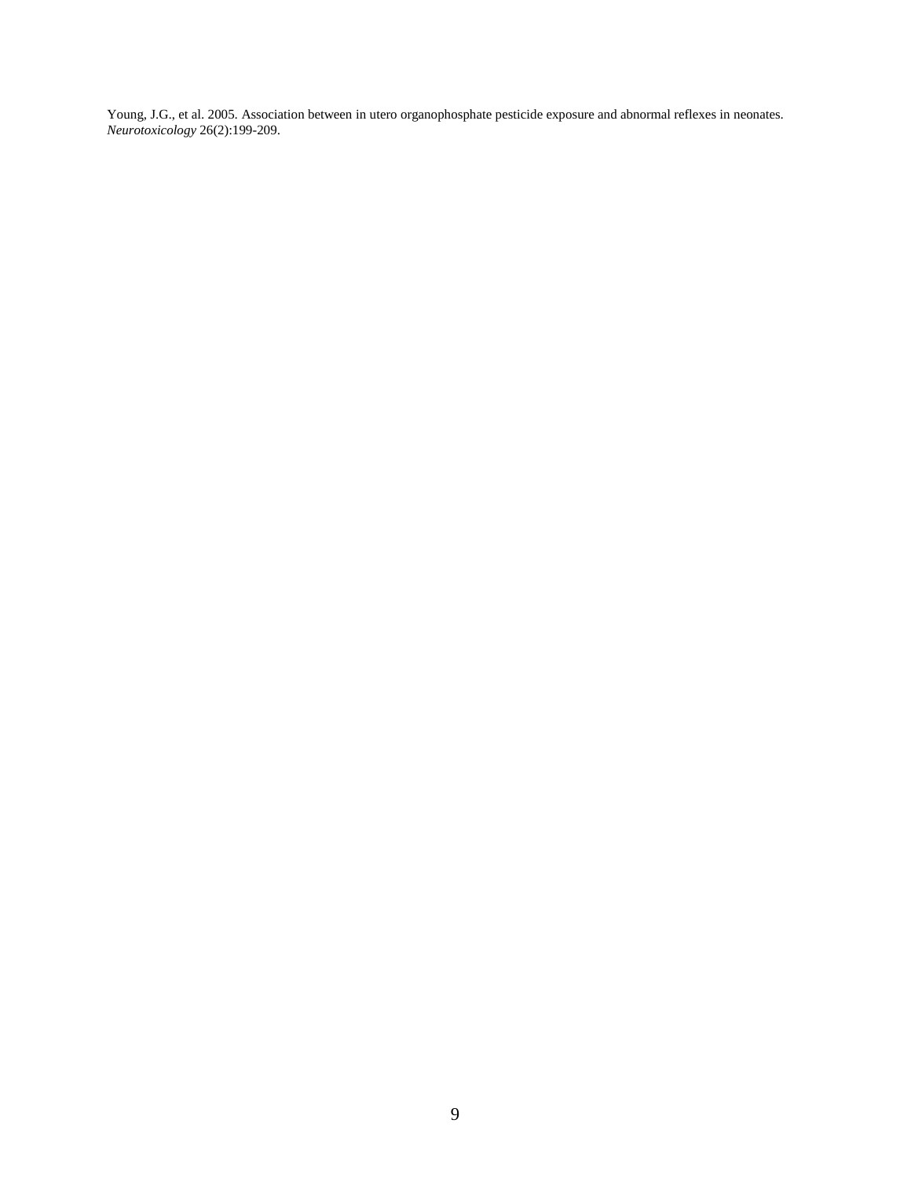Young, J.G., et al. 2005. Association between in utero organophosphate pesticide exposure and abnormal reflexes in neonates. *Neurotoxicology* 26(2):199-209.